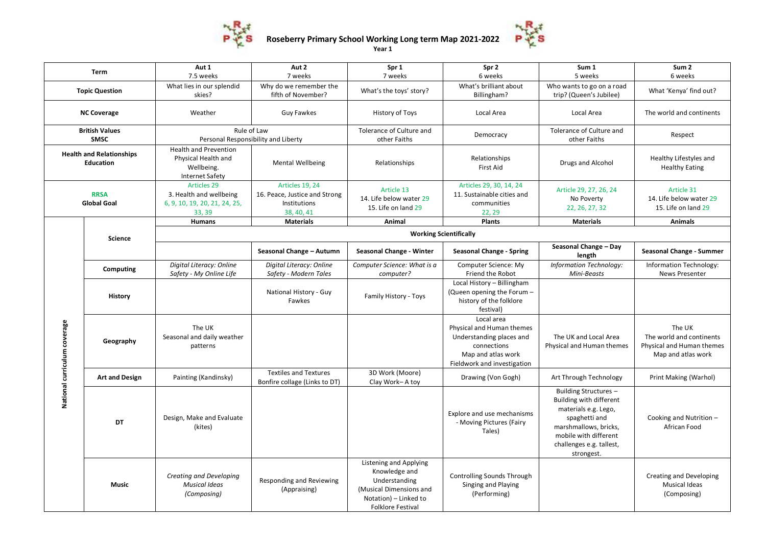# Roseberry Primary School Working Long term Map 2021-2022

**Year 1**

| Term | | Aut 1<br>7.5 weeks | Aut 2<br>7 weeks | Spr 1<br>7 weeks | Spr 2<br>6 weeks | Sum 1<br>5 weeks | Sum 2<br>6 weeks |
|---|---|---|---|---|---|---|---|
| **Topic Question** | | What lies in our splendid skies? | Why do we remember the fifth of November? | What's the toys' story? | What's brilliant about Billingham? | Who wants to go on a road trip? (Queen's Jubilee) | What 'Kenya' find out? |
| **NC Coverage** | | Weather | Guy Fawkes | History of Toys | Local Area | Local Area | The world and continents |
| **British Values SMSC** | | Rule of Law<br>Personal Responsibility and Liberty | | Tolerance of Culture and other Faiths | Democracy | Tolerance of Culture and other Faiths | Respect |
| **Health and Relationships Education** | | Health and Prevention<br>Physical Health and Wellbeing.<br>Internet Safety | Mental Wellbeing | Relationships | Relationships<br>First Aid | Drugs and Alcohol | Healthy Lifestyles and Healthy Eating |
| **RRSA Global Goal** | | Articles 29<br>3. Health and wellbeing<br>6, 9, 10, 19, 20, 21, 24, 25, 33, 39 | Articles 19, 24<br>16. Peace, Justice and Strong Institutions<br>38, 40, 41 | Article 13<br>14. Life below water 29<br>15. Life on land 29 | Articles 29, 30, 14, 24<br>11. Sustainable cities and communities<br>22, 29 | Article 29, 27, 26, 24<br>No Poverty<br>22, 26, 27, 32 | Article 31<br>14. Life below water 29<br>15. Life on land 29 |
| **National curriculum coverage** | **Science** | **Humans** | **Materials** | **Animal** | **Plants** | **Materials** | **Animals** |
| | | **Working Scientifically** | | | | | |
| | | | **Seasonal Change – Autumn** | **Seasonal Change - Winter** | **Seasonal Change - Spring** | **Seasonal Change – Day length** | **Seasonal Change - Summer** |
| | **Computing** | *Digital Literacy: Online Safety - My Online Life* | *Digital Literacy: Online Safety - Modern Tales* | *Computer Science: What is a computer?* | Computer Science: My Friend the Robot | *Information Technology: Mini-Beasts* | Information Technology: News Presenter |
| | **History** | | National History - Guy Fawkes | Family History - Toys | Local History – Billingham (Queen opening the Forum – history of the folklore festival) | | |
| | **Geography** | The UK<br>Seasonal and daily weather patterns | | | Local area<br>Physical and Human themes<br>Understanding places and connections<br>Map and atlas work<br>Fieldwork and investigation | The UK and Local Area<br>Physical and Human themes | The UK<br>The world and continents<br>Physical and Human themes<br>Map and atlas work |
| | **Art and Design** | Painting (Kandinsky) | Textiles and Textures<br>Bonfire collage (Links to DT) | 3D Work (Moore)<br>Clay Work– A toy | Drawing (Von Gogh) | Art Through Technology | Print Making (Warhol) |
| | **DT** | Design, Make and Evaluate (kites) | | | Explore and use mechanisms - Moving Pictures (Fairy Tales) | Building Structures – Building with different materials e.g. Lego, spaghetti and marshmallows, bricks, mobile with different challenges e.g. tallest, strongest. | Cooking and Nutrition – African Food |
| | **Music** | *Creating and Developing Musical Ideas (Composing)* | Responding and Reviewing (Appraising) | Listening and Applying Knowledge and Understanding (Musical Dimensions and Notation) – Linked to Folklore Festival | Controlling Sounds Through Singing and Playing (Performing) | | Creating and Developing Musical Ideas (Composing) |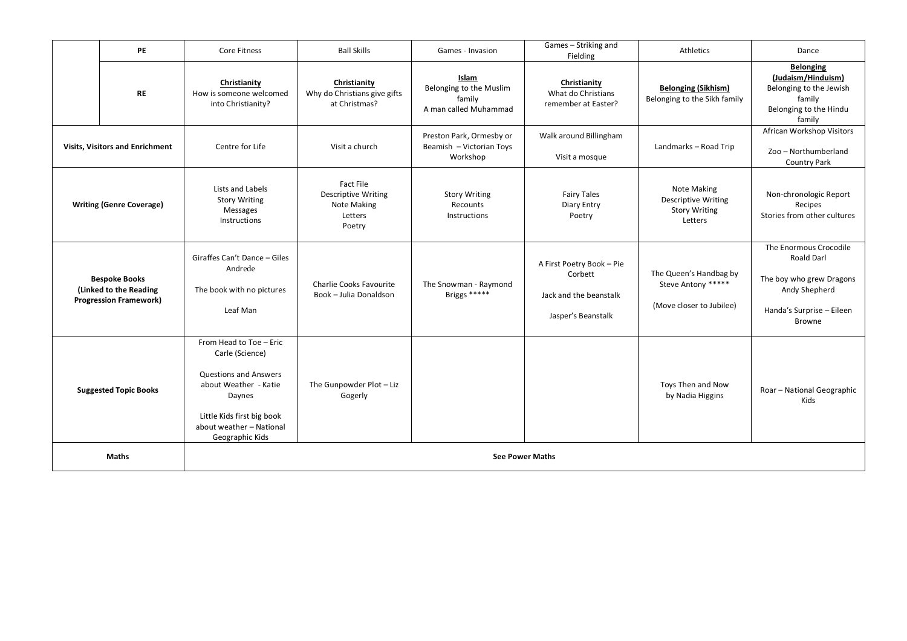| | | | | | | | |
|---|---|---|---|---|---|---|---|
| | PE | Core Fitness | Ball Skills | Games - Invasion | Games – Striking and Fielding | Athletics | Dance |
| | RE | **Christianity** How is someone welcomed into Christianity? | **Christianity** Why do Christians give gifts at Christmas? | **Islam** Belonging to the Muslim family A man called Muhammad | **Christianity** What do Christians remember at Easter? | **Belonging (Sikhism)** Belonging to the Sikh family | **Belonging (Judaism/Hinduism)** Belonging to the Jewish family Belonging to the Hindu family |
| **Visits, Visitors and Enrichment** | | Centre for Life | Visit a church | Preston Park, Ormesby or Beamish – Victorian Toys Workshop | Walk around Billingham<br><br>Visit a mosque | Landmarks – Road Trip | African Workshop Visitors<br><br>Zoo – Northumberland Country Park |
| **Writing (Genre Coverage)** | | Lists and Labels<br>Story Writing<br>Messages<br>Instructions | Fact File<br>Descriptive Writing<br>Note Making<br>Letters<br>Poetry | Story Writing<br>Recounts<br>Instructions | Fairy Tales<br>Diary Entry<br>Poetry | Note Making<br>Descriptive Writing<br>Story Writing<br>Letters | Non-chronologic Report<br>Recipes<br>Stories from other cultures |
| **Bespoke Books (Linked to the Reading Progression Framework)** | | Giraffes Can't Dance – Giles Andrede<br><br>The book with no pictures<br><br>Leaf Man | Charlie Cooks Favourite Book – Julia Donaldson | The Snowman - Raymond Briggs ***** | A First Poetry Book – Pie Corbett<br><br>Jack and the beanstalk<br><br>Jasper's Beanstalk | The Queen's Handbag by Steve Antony *****<br><br>(Move closer to Jubilee) | The Enormous Crocodile Roald Darl<br><br>The boy who grew Dragons Andy Shepherd<br><br>Handa's Surprise – Eileen Browne |
| **Suggested Topic Books** | | From Head to Toe – Eric Carle (Science)<br><br>Questions and Answers about Weather - Katie Daynes<br><br>Little Kids first big book about weather – National Geographic Kids | The Gunpowder Plot – Liz Gogerly | | | Toys Then and Now by Nadia Higgins | Roar – National Geographic Kids |
| **Maths** | | **See Power Maths** | | | | | |